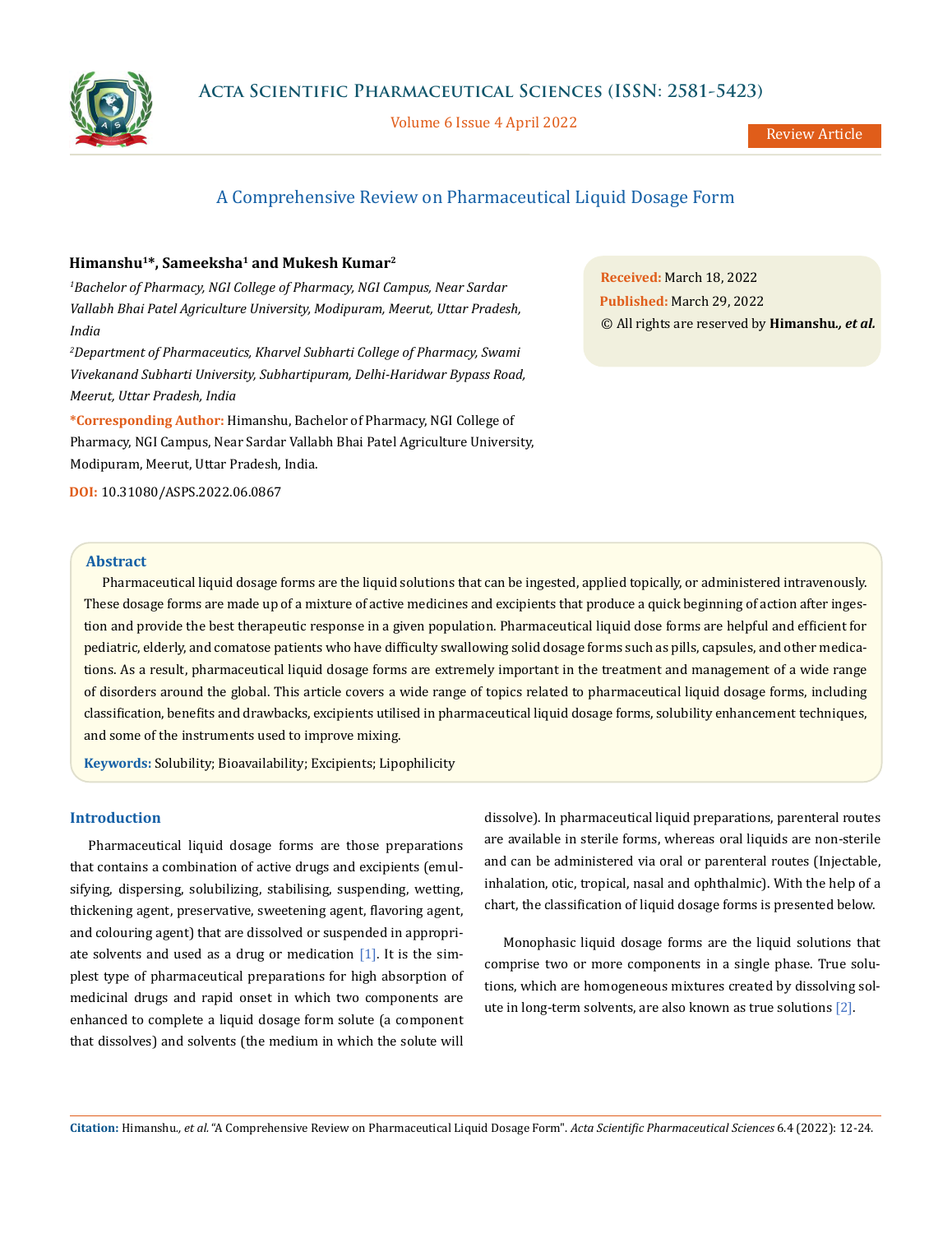# A Comprehensive Review on Pharmaceutical Liquid Dosage Form

**Himanshu[1]*, Sameeksha[1] and Mukesh Kumar[2]**

*[1]Bachelor of Pharmacy, NGI College of Pharmacy, NGI Campus, Near Sardar Vallabh Bhai Patel Agriculture University, Modipuram, Meerut, Uttar Pradesh, India*

*[2]Department of Pharmaceutics, Kharvel Subharti College of Pharmacy, Swami Vivekanand Subharti University, Subhartipuram, Delhi-Haridwar Bypass Road, Meerut, Uttar Pradesh, India*

**\*Corresponding Author:** Himanshu, Bachelor of Pharmacy, NGI College of Pharmacy, NGI Campus, Near Sardar Vallabh Bhai Patel Agriculture University, Modipuram, Meerut, Uttar Pradesh, India.

**DOI:** 10.31080/ASPS.2022.06.0867

**Received:** March 18, 2022
**Published:** March 29, 2022
© All rights are reserved by **Himanshu*., et al.***

## Abstract

Pharmaceutical liquid dosage forms are the liquid solutions that can be ingested, applied topically, or administered intravenously. These dosage forms are made up of a mixture of active medicines and excipients that produce a quick beginning of action after ingestion and provide the best therapeutic response in a given population. Pharmaceutical liquid dose forms are helpful and efficient for pediatric, elderly, and comatose patients who have difficulty swallowing solid dosage forms such as pills, capsules, and other medications. As a result, pharmaceutical liquid dosage forms are extremely important in the treatment and management of a wide range of disorders around the global. This article covers a wide range of topics related to pharmaceutical liquid dosage forms, including classification, benefits and drawbacks, excipients utilised in pharmaceutical liquid dosage forms, solubility enhancement techniques, and some of the instruments used to improve mixing.

**Keywords:** Solubility; Bioavailability; Excipients; Lipophilicity

## Introduction

Pharmaceutical liquid dosage forms are those preparations that contains a combination of active drugs and excipients (emulsifying, dispersing, solubilizing, stabilising, suspending, wetting, thickening agent, preservative, sweetening agent, flavoring agent, and colouring agent) that are dissolved or suspended in appropriate solvents and used as a drug or medication [1]. It is the simplest type of pharmaceutical preparations for high absorption of medicinal drugs and rapid onset in which two components are enhanced to complete a liquid dosage form solute (a component that dissolves) and solvents (the medium in which the solute will dissolve). In pharmaceutical liquid preparations, parenteral routes are available in sterile forms, whereas oral liquids are non-sterile and can be administered via oral or parenteral routes (Injectable, inhalation, otic, tropical, nasal and ophthalmic). With the help of a chart, the classification of liquid dosage forms is presented below.

Monophasic liquid dosage forms are the liquid solutions that comprise two or more components in a single phase. True solutions, which are homogeneous mixtures created by dissolving solute in long-term solvents, are also known as true solutions [2].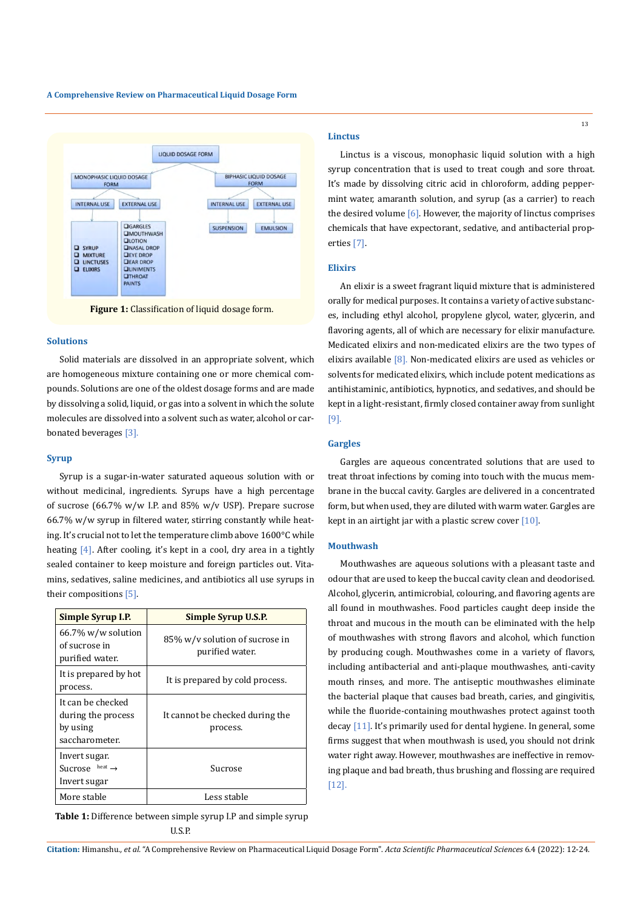Figure 1: Classification of liquid dosage form.

## Solutions

Solid materials are dissolved in an appropriate solvent, which are homogeneous mixture containing one or more chemical compounds. Solutions are one of the oldest dosage forms and are made by dissolving a solid, liquid, or gas into a solvent in which the solute molecules are dissolved into a solvent such as water, alcohol or carbonated beverages [3].

## Syrup

Syrup is a sugar-in-water saturated aqueous solution with or without medicinal, ingredients. Syrups have a high percentage of sucrose (66.7% w/w I.P. and 85% w/v USP). Prepare sucrose 66.7% w/w syrup in filtered water, stirring constantly while heating. It's crucial not to let the temperature climb above 1600°C while heating [4]. After cooling, it's kept in a cool, dry area in a tightly sealed container to keep moisture and foreign particles out. Vitamins, sedatives, saline medicines, and antibiotics all use syrups in their compositions [5].

| Simple Syrup I.P. | Simple Syrup U.S.P. |
|---|---|
| 66.7% w/w solution of sucrose in purified water. | 85% w/v solution of sucrose in purified water. |
| It is prepared by hot process. | It is prepared by cold process. |
| It can be checked during the process by using saccharometer. | It cannot be checked during the process. |
| Invert sugar. Sucrose $\xrightarrow{heat}$ Invert sugar | Sucrose |
| More stable | Less stable |

**Table 1:** Difference between simple syrup I.P and simple syrup U.S.P.

## Linctus

Linctus is a viscous, monophasic liquid solution with a high syrup concentration that is used to treat cough and sore throat. It's made by dissolving citric acid in chloroform, adding peppermint water, amaranth solution, and syrup (as a carrier) to reach the desired volume [6]. However, the majority of linctus comprises chemicals that have expectorant, sedative, and antibacterial properties [7].

## Elixirs

An elixir is a sweet fragrant liquid mixture that is administered orally for medical purposes. It contains a variety of active substances, including ethyl alcohol, propylene glycol, water, glycerin, and flavoring agents, all of which are necessary for elixir manufacture. Medicated elixirs and non-medicated elixirs are the two types of elixirs available [8]. Non-medicated elixirs are used as vehicles or solvents for medicated elixirs, which include potent medications as antihistaminic, antibiotics, hypnotics, and sedatives, and should be kept in a light-resistant, firmly closed container away from sunlight [9].

## Gargles

Gargles are aqueous concentrated solutions that are used to treat throat infections by coming into touch with the mucus membrane in the buccal cavity. Gargles are delivered in a concentrated form, but when used, they are diluted with warm water. Gargles are kept in an airtight jar with a plastic screw cover [10].

## Mouthwash

Mouthwashes are aqueous solutions with a pleasant taste and odour that are used to keep the buccal cavity clean and deodorised. Alcohol, glycerin, antimicrobial, colouring, and flavoring agents are all found in mouthwashes. Food particles caught deep inside the throat and mucous in the mouth can be eliminated with the help of mouthwashes with strong flavors and alcohol, which function by producing cough. Mouthwashes come in a variety of flavors, including antibacterial and anti-plaque mouthwashes, anti-cavity mouth rinses, and more. The antiseptic mouthwashes eliminate the bacterial plaque that causes bad breath, caries, and gingivitis, while the fluoride-containing mouthwashes protect against tooth decay [11]. It's primarily used for dental hygiene. In general, some firms suggest that when mouthwash is used, you should not drink water right away. However, mouthwashes are ineffective in removing plaque and bad breath, thus brushing and flossing are required [12].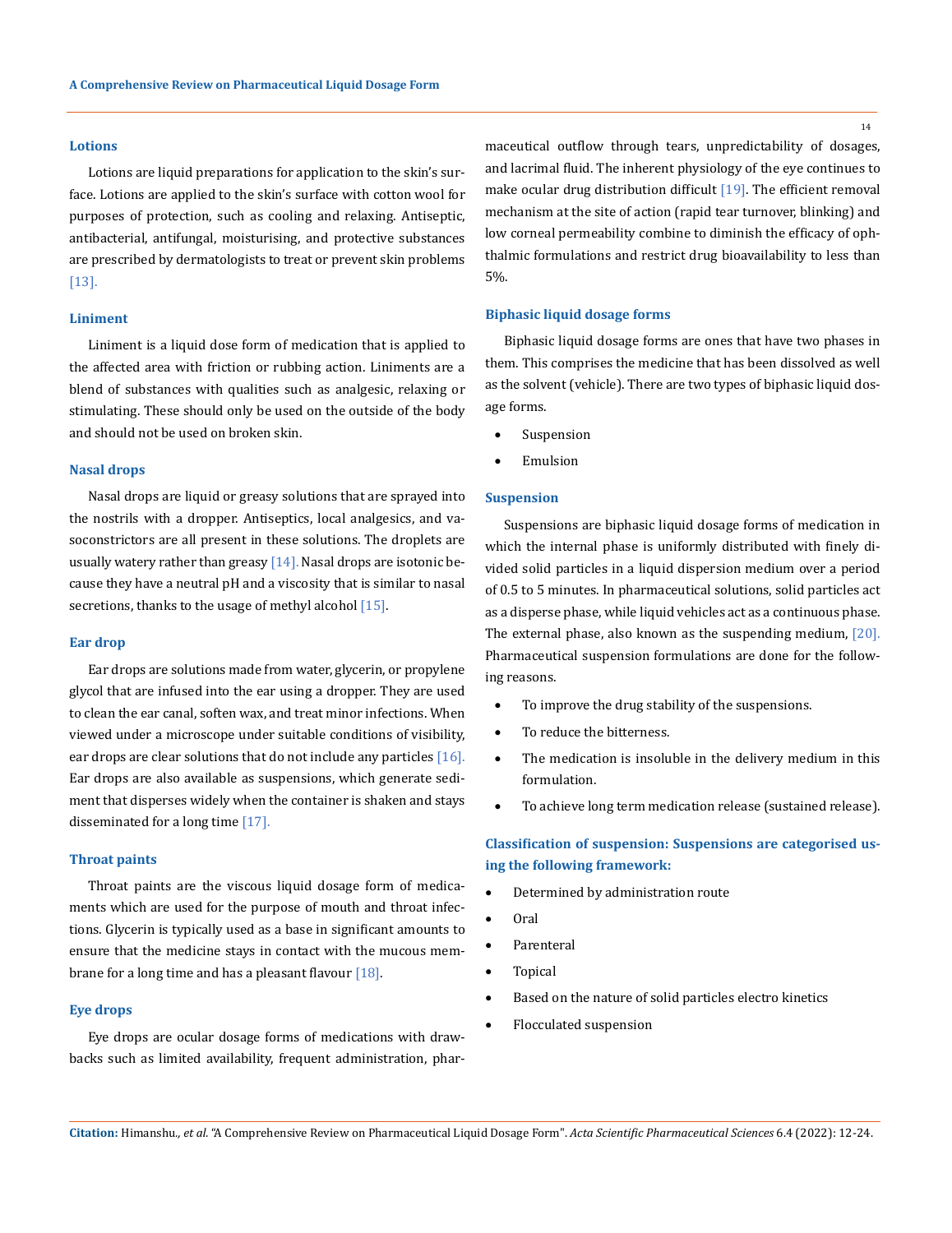### Lotions

Lotions are liquid preparations for application to the skin's surface. Lotions are applied to the skin's surface with cotton wool for purposes of protection, such as cooling and relaxing. Antiseptic, antibacterial, antifungal, moisturising, and protective substances are prescribed by dermatologists to treat or prevent skin problems [13].

### Liniment

Liniment is a liquid dose form of medication that is applied to the affected area with friction or rubbing action. Liniments are a blend of substances with qualities such as analgesic, relaxing or stimulating. These should only be used on the outside of the body and should not be used on broken skin.

### Nasal drops

Nasal drops are liquid or greasy solutions that are sprayed into the nostrils with a dropper. Antiseptics, local analgesics, and vasoconstrictors are all present in these solutions. The droplets are usually watery rather than greasy [14]. Nasal drops are isotonic because they have a neutral pH and a viscosity that is similar to nasal secretions, thanks to the usage of methyl alcohol [15].

### Ear drop

Ear drops are solutions made from water, glycerin, or propylene glycol that are infused into the ear using a dropper. They are used to clean the ear canal, soften wax, and treat minor infections. When viewed under a microscope under suitable conditions of visibility, ear drops are clear solutions that do not include any particles [16]. Ear drops are also available as suspensions, which generate sediment that disperses widely when the container is shaken and stays disseminated for a long time [17].

### Throat paints

Throat paints are the viscous liquid dosage form of medicaments which are used for the purpose of mouth and throat infections. Glycerin is typically used as a base in significant amounts to ensure that the medicine stays in contact with the mucous membrane for a long time and has a pleasant flavour [18].

### Eye drops

Eye drops are ocular dosage forms of medications with drawbacks such as limited availability, frequent administration, pharmaceutical outflow through tears, unpredictability of dosages, and lacrimal fluid. The inherent physiology of the eye continues to make ocular drug distribution difficult [19]. The efficient removal mechanism at the site of action (rapid tear turnover, blinking) and low corneal permeability combine to diminish the efficacy of ophthalmic formulations and restrict drug bioavailability to less than 5%.

### Biphasic liquid dosage forms

Biphasic liquid dosage forms are ones that have two phases in them. This comprises the medicine that has been dissolved as well as the solvent (vehicle). There are two types of biphasic liquid dosage forms.

- Suspension
- Emulsion

### Suspension

Suspensions are biphasic liquid dosage forms of medication in which the internal phase is uniformly distributed with finely divided solid particles in a liquid dispersion medium over a period of 0.5 to 5 minutes. In pharmaceutical solutions, solid particles act as a disperse phase, while liquid vehicles act as a continuous phase. The external phase, also known as the suspending medium, [20]. Pharmaceutical suspension formulations are done for the following reasons.

- To improve the drug stability of the suspensions.
- To reduce the bitterness.
- The medication is insoluble in the delivery medium in this formulation.
- To achieve long term medication release (sustained release).

**Classification of suspension: Suspensions are categorised using the following framework:**

- Determined by administration route
- Oral
- Parenteral
- Topical
- Based on the nature of solid particles electro kinetics
- Flocculated suspension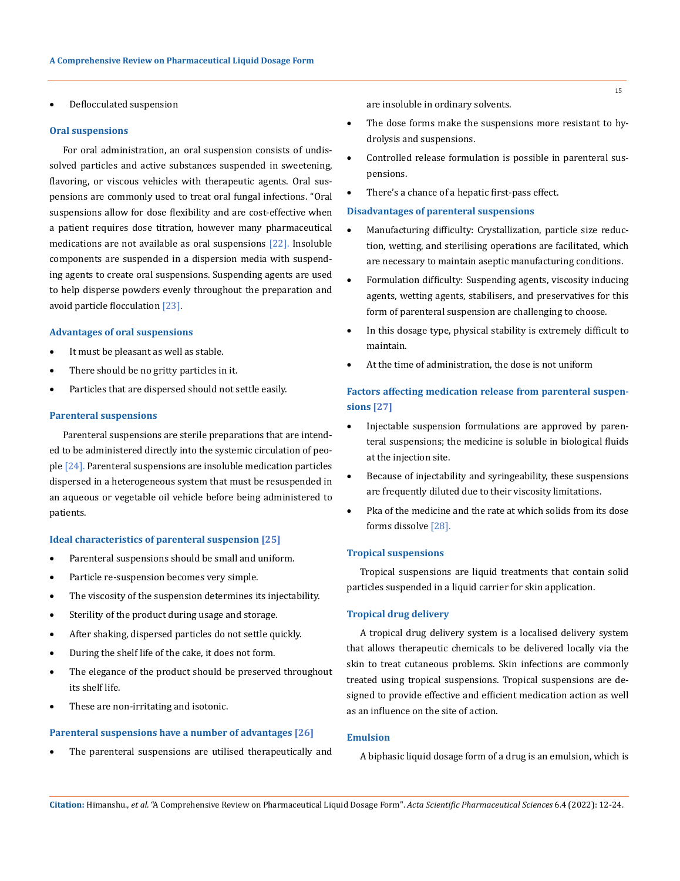- Deflocculated suspension

### Oral suspensions

For oral administration, an oral suspension consists of undissolved particles and active substances suspended in sweetening, flavoring, or viscous vehicles with therapeutic agents. Oral suspensions are commonly used to treat oral fungal infections. "Oral suspensions allow for dose flexibility and are cost-effective when a patient requires dose titration, however many pharmaceutical medications are not available as oral suspensions [22]. Insoluble components are suspended in a dispersion media with suspending agents to create oral suspensions. Suspending agents are used to help disperse powders evenly throughout the preparation and avoid particle flocculation [23].

### Advantages of oral suspensions

- It must be pleasant as well as stable.
- There should be no gritty particles in it.
- Particles that are dispersed should not settle easily.

### Parenteral suspensions

Parenteral suspensions are sterile preparations that are intended to be administered directly into the systemic circulation of people [24]. Parenteral suspensions are insoluble medication particles dispersed in a heterogeneous system that must be resuspended in an aqueous or vegetable oil vehicle before being administered to patients.

### Ideal characteristics of parenteral suspension [25]

- Parenteral suspensions should be small and uniform.
- Particle re-suspension becomes very simple.
- The viscosity of the suspension determines its injectability.
- Sterility of the product during usage and storage.
- After shaking, dispersed particles do not settle quickly.
- During the shelf life of the cake, it does not form.
- The elegance of the product should be preserved throughout its shelf life.
- These are non-irritating and isotonic.

### Parenteral suspensions have a number of advantages [26]

- The parenteral suspensions are utilised therapeutically and are insoluble in ordinary solvents.
- The dose forms make the suspensions more resistant to hydrolysis and suspensions.
- Controlled release formulation is possible in parenteral suspensions.
- There's a chance of a hepatic first-pass effect.

### Disadvantages of parenteral suspensions

- Manufacturing difficulty: Crystallization, particle size reduction, wetting, and sterilising operations are facilitated, which are necessary to maintain aseptic manufacturing conditions.
- Formulation difficulty: Suspending agents, viscosity inducing agents, wetting agents, stabilisers, and preservatives for this form of parenteral suspension are challenging to choose.
- In this dosage type, physical stability is extremely difficult to maintain.
- At the time of administration, the dose is not uniform

### Factors affecting medication release from parenteral suspensions [27]

- Injectable suspension formulations are approved by parenteral suspensions; the medicine is soluble in biological fluids at the injection site.
- Because of injectability and syringeability, these suspensions are frequently diluted due to their viscosity limitations.
- Pka of the medicine and the rate at which solids from its dose forms dissolve [28].

### Tropical suspensions

Tropical suspensions are liquid treatments that contain solid particles suspended in a liquid carrier for skin application.

### Tropical drug delivery

A tropical drug delivery system is a localised delivery system that allows therapeutic chemicals to be delivered locally via the skin to treat cutaneous problems. Skin infections are commonly treated using tropical suspensions. Tropical suspensions are designed to provide effective and efficient medication action as well as an influence on the site of action.

### Emulsion

A biphasic liquid dosage form of a drug is an emulsion, which is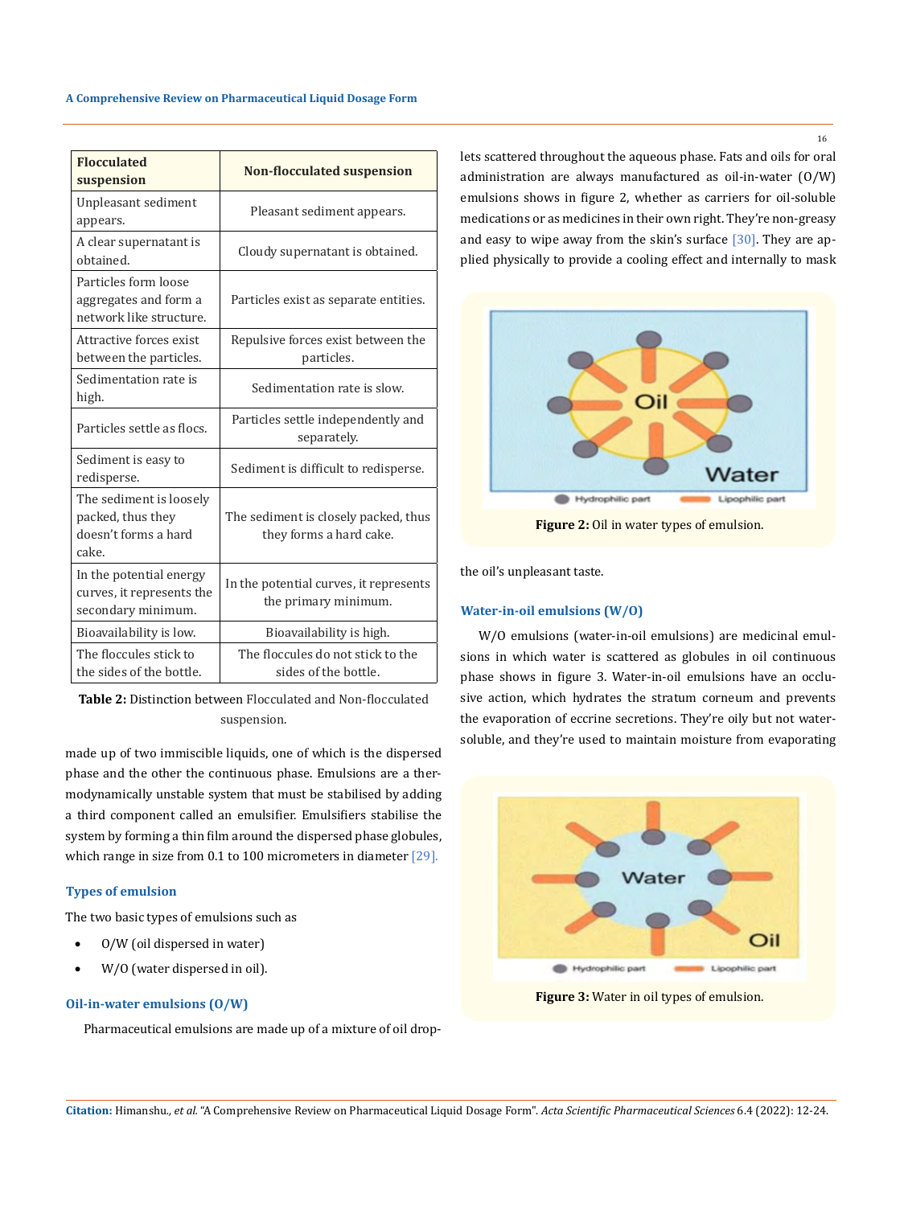| Flocculated suspension | Non-flocculated suspension |
|---|---|
| Unpleasant sediment appears. | Pleasant sediment appears. |
| A clear supernatant is obtained. | Cloudy supernatant is obtained. |
| Particles form loose aggregates and form a network like structure. | Particles exist as separate entities. |
| Attractive forces exist between the particles. | Repulsive forces exist between the particles. |
| Sedimentation rate is high. | Sedimentation rate is slow. |
| Particles settle as flocs. | Particles settle independently and separately. |
| Sediment is easy to redisperse. | Sediment is difficult to redisperse. |
| The sediment is loosely packed, thus they doesn't forms a hard cake. | The sediment is closely packed, thus they forms a hard cake. |
| In the potential energy curves, it represents the secondary minimum. | In the potential curves, it represents the primary minimum. |
| Bioavailability is low. | Bioavailability is high. |
| The floccules stick to the sides of the bottle. | The floccules do not stick to the sides of the bottle. |

**Table 2:** Distinction between Flocculated and Non-flocculated suspension.

made up of two immiscible liquids, one of which is the dispersed phase and the other the continuous phase. Emulsions are a thermodynamically unstable system that must be stabilised by adding a third component called an emulsifier. Emulsifiers stabilise the system by forming a thin film around the dispersed phase globules, which range in size from 0.1 to 100 micrometers in diameter [29].

### Types of emulsion

The two basic types of emulsions such as

- O/W (oil dispersed in water)
- W/O (water dispersed in oil).

### Oil-in-water emulsions (O/W)

Pharmaceutical emulsions are made up of a mixture of oil droplets scattered throughout the aqueous phase. Fats and oils for oral administration are always manufactured as oil-in-water (O/W) emulsions shows in figure 2, whether as carriers for oil-soluble medications or as medicines in their own right. They're non-greasy and easy to wipe away from the skin's surface [30]. They are applied physically to provide a cooling effect and internally to mask the oil's unpleasant taste.

**Figure 2:** Oil in water types of emulsion.

### Water-in-oil emulsions (W/O)

W/O emulsions (water-in-oil emulsions) are medicinal emulsions in which water is scattered as globules in oil continuous phase shows in figure 3. Water-in-oil emulsions have an occlusive action, which hydrates the stratum corneum and prevents the evaporation of eccrine secretions. They're oily but not water-soluble, and they're used to maintain moisture from evaporating

**Figure 3:** Water in oil types of emulsion.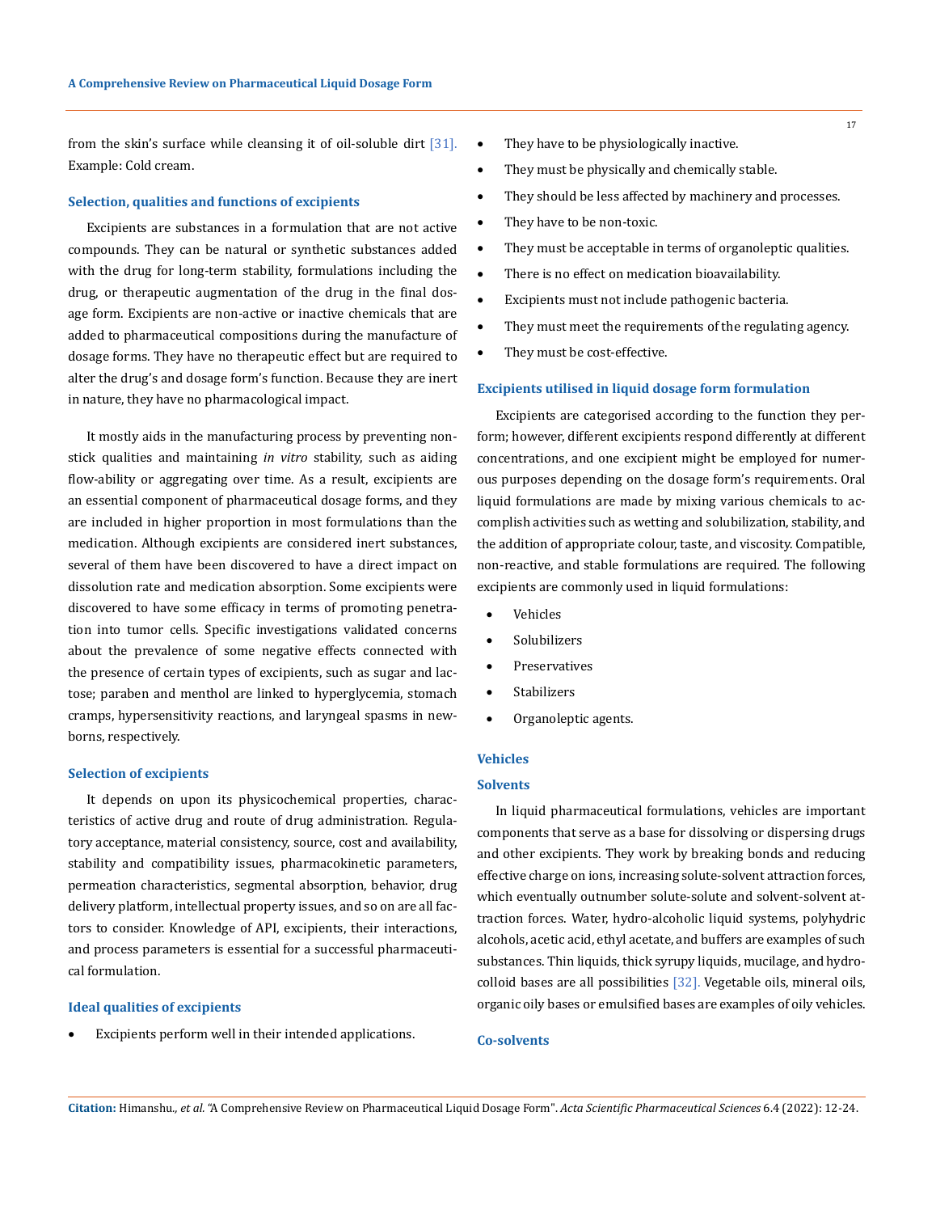from the skin's surface while cleansing it of oil-soluble dirt [31]. Example: Cold cream.

### Selection, qualities and functions of excipients

Excipients are substances in a formulation that are not active compounds. They can be natural or synthetic substances added with the drug for long-term stability, formulations including the drug, or therapeutic augmentation of the drug in the final dosage form. Excipients are non-active or inactive chemicals that are added to pharmaceutical compositions during the manufacture of dosage forms. They have no therapeutic effect but are required to alter the drug's and dosage form's function. Because they are inert in nature, they have no pharmacological impact.

It mostly aids in the manufacturing process by preventing non-stick qualities and maintaining *in vitro* stability, such as aiding flow-ability or aggregating over time. As a result, excipients are an essential component of pharmaceutical dosage forms, and they are included in higher proportion in most formulations than the medication. Although excipients are considered inert substances, several of them have been discovered to have a direct impact on dissolution rate and medication absorption. Some excipients were discovered to have some efficacy in terms of promoting penetration into tumor cells. Specific investigations validated concerns about the prevalence of some negative effects connected with the presence of certain types of excipients, such as sugar and lactose; paraben and menthol are linked to hyperglycemia, stomach cramps, hypersensitivity reactions, and laryngeal spasms in newborns, respectively.

### Selection of excipients

It depends on upon its physicochemical properties, characteristics of active drug and route of drug administration. Regulatory acceptance, material consistency, source, cost and availability, stability and compatibility issues, pharmacokinetic parameters, permeation characteristics, segmental absorption, behavior, drug delivery platform, intellectual property issues, and so on are all factors to consider. Knowledge of API, excipients, their interactions, and process parameters is essential for a successful pharmaceutical formulation.

### Ideal qualities of excipients

- Excipients perform well in their intended applications.
- They have to be physiologically inactive.
- They must be physically and chemically stable.
- They should be less affected by machinery and processes.
- They have to be non-toxic.
- They must be acceptable in terms of organoleptic qualities.
- There is no effect on medication bioavailability.
- Excipients must not include pathogenic bacteria.
- They must meet the requirements of the regulating agency.
- They must be cost-effective.

### Excipients utilised in liquid dosage form formulation

Excipients are categorised according to the function they perform; however, different excipients respond differently at different concentrations, and one excipient might be employed for numerous purposes depending on the dosage form's requirements. Oral liquid formulations are made by mixing various chemicals to accomplish activities such as wetting and solubilization, stability, and the addition of appropriate colour, taste, and viscosity. Compatible, non-reactive, and stable formulations are required. The following excipients are commonly used in liquid formulations:

- Vehicles
- Solubilizers
- Preservatives
- Stabilizers
- Organoleptic agents.

### Vehicles

#### Solvents

In liquid pharmaceutical formulations, vehicles are important components that serve as a base for dissolving or dispersing drugs and other excipients. They work by breaking bonds and reducing effective charge on ions, increasing solute-solvent attraction forces, which eventually outnumber solute-solute and solvent-solvent attraction forces. Water, hydro-alcoholic liquid systems, polyhydric alcohols, acetic acid, ethyl acetate, and buffers are examples of such substances. Thin liquids, thick syrupy liquids, mucilage, and hydrocolloid bases are all possibilities [32]. Vegetable oils, mineral oils, organic oily bases or emulsified bases are examples of oily vehicles.

#### Co-solvents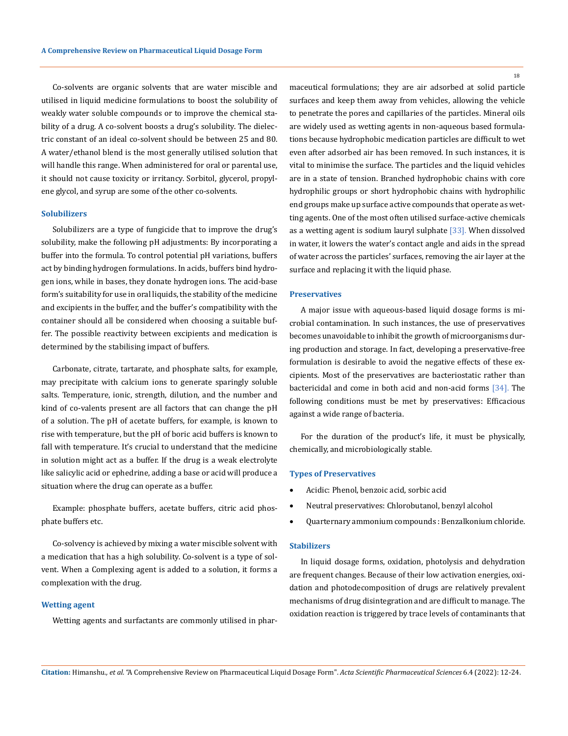Co-solvents are organic solvents that are water miscible and utilised in liquid medicine formulations to boost the solubility of weakly water soluble compounds or to improve the chemical stability of a drug. A co-solvent boosts a drug's solubility. The dielectric constant of an ideal co-solvent should be between 25 and 80. A water/ethanol blend is the most generally utilised solution that will handle this range. When administered for oral or parental use, it should not cause toxicity or irritancy. Sorbitol, glycerol, propylene glycol, and syrup are some of the other co-solvents.

### Solubilizers

Solubilizers are a type of fungicide that to improve the drug's solubility, make the following pH adjustments: By incorporating a buffer into the formula. To control potential pH variations, buffers act by binding hydrogen formulations. In acids, buffers bind hydrogen ions, while in bases, they donate hydrogen ions. The acid-base form's suitability for use in oral liquids, the stability of the medicine and excipients in the buffer, and the buffer's compatibility with the container should all be considered when choosing a suitable buffer. The possible reactivity between excipients and medication is determined by the stabilising impact of buffers.

Carbonate, citrate, tartarate, and phosphate salts, for example, may precipitate with calcium ions to generate sparingly soluble salts. Temperature, ionic, strength, dilution, and the number and kind of co-valents present are all factors that can change the pH of a solution. The pH of acetate buffers, for example, is known to rise with temperature, but the pH of boric acid buffers is known to fall with temperature. It's crucial to understand that the medicine in solution might act as a buffer. If the drug is a weak electrolyte like salicylic acid or ephedrine, adding a base or acid will produce a situation where the drug can operate as a buffer.

Example: phosphate buffers, acetate buffers, citric acid phosphate buffers etc.

Co-solvency is achieved by mixing a water miscible solvent with a medication that has a high solubility. Co-solvent is a type of solvent. When a Complexing agent is added to a solution, it forms a complexation with the drug.

### Wetting agent

Wetting agents and surfactants are commonly utilised in pharmaceutical formulations; they are air adsorbed at solid particle surfaces and keep them away from vehicles, allowing the vehicle to penetrate the pores and capillaries of the particles. Mineral oils are widely used as wetting agents in non-aqueous based formulations because hydrophobic medication particles are difficult to wet even after adsorbed air has been removed. In such instances, it is vital to minimise the surface. The particles and the liquid vehicles are in a state of tension. Branched hydrophobic chains with core hydrophilic groups or short hydrophobic chains with hydrophilic end groups make up surface active compounds that operate as wetting agents. One of the most often utilised surface-active chemicals as a wetting agent is sodium lauryl sulphate [33]. When dissolved in water, it lowers the water's contact angle and aids in the spread of water across the particles' surfaces, removing the air layer at the surface and replacing it with the liquid phase.

### Preservatives

A major issue with aqueous-based liquid dosage forms is microbial contamination. In such instances, the use of preservatives becomes unavoidable to inhibit the growth of microorganisms during production and storage. In fact, developing a preservative-free formulation is desirable to avoid the negative effects of these excipients. Most of the preservatives are bacteriostatic rather than bactericidal and come in both acid and non-acid forms [34]. The following conditions must be met by preservatives: Efficacious against a wide range of bacteria.

For the duration of the product's life, it must be physically, chemically, and microbiologically stable.

### Types of Preservatives

- Acidic: Phenol, benzoic acid, sorbic acid
- Neutral preservatives: Chlorobutanol, benzyl alcohol
- Quarternary ammonium compounds : Benzalkonium chloride.

### Stabilizers

In liquid dosage forms, oxidation, photolysis and dehydration are frequent changes. Because of their low activation energies, oxidation and photodecomposition of drugs are relatively prevalent mechanisms of drug disintegration and are difficult to manage. The oxidation reaction is triggered by trace levels of contaminants that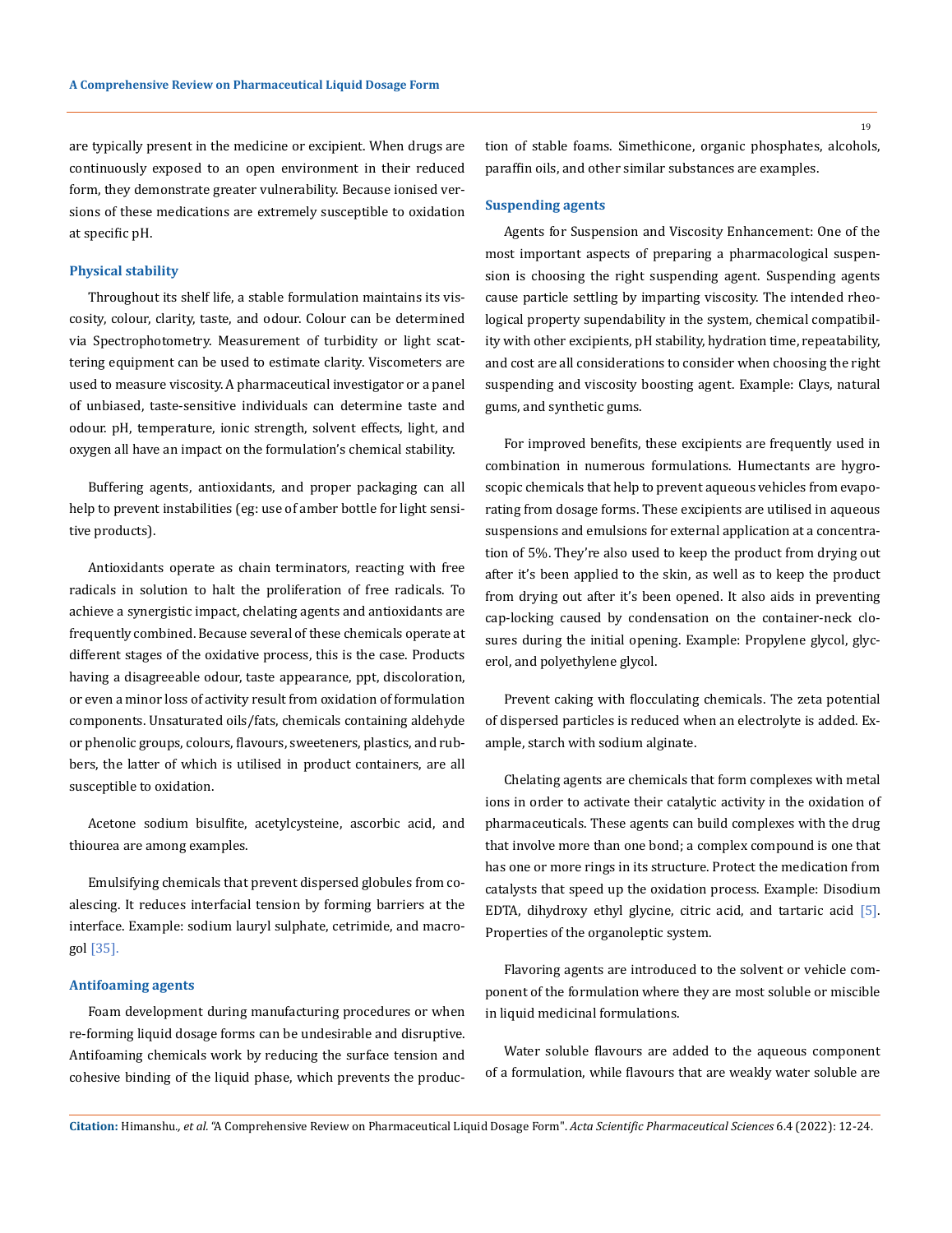are typically present in the medicine or excipient. When drugs are continuously exposed to an open environment in their reduced form, they demonstrate greater vulnerability. Because ionised versions of these medications are extremely susceptible to oxidation at specific pH.

### Physical stability

Throughout its shelf life, a stable formulation maintains its viscosity, colour, clarity, taste, and odour. Colour can be determined via Spectrophotometry. Measurement of turbidity or light scattering equipment can be used to estimate clarity. Viscometers are used to measure viscosity. A pharmaceutical investigator or a panel of unbiased, taste-sensitive individuals can determine taste and odour. pH, temperature, ionic strength, solvent effects, light, and oxygen all have an impact on the formulation's chemical stability.

Buffering agents, antioxidants, and proper packaging can all help to prevent instabilities (eg: use of amber bottle for light sensitive products).

Antioxidants operate as chain terminators, reacting with free radicals in solution to halt the proliferation of free radicals. To achieve a synergistic impact, chelating agents and antioxidants are frequently combined. Because several of these chemicals operate at different stages of the oxidative process, this is the case. Products having a disagreeable odour, taste appearance, ppt, discoloration, or even a minor loss of activity result from oxidation of formulation components. Unsaturated oils/fats, chemicals containing aldehyde or phenolic groups, colours, flavours, sweeteners, plastics, and rubbers, the latter of which is utilised in product containers, are all susceptible to oxidation.

Acetone sodium bisulfite, acetylcysteine, ascorbic acid, and thiourea are among examples.

Emulsifying chemicals that prevent dispersed globules from coalescing. It reduces interfacial tension by forming barriers at the interface. Example: sodium lauryl sulphate, cetrimide, and macrogol [35].

### Antifoaming agents

Foam development during manufacturing procedures or when re-forming liquid dosage forms can be undesirable and disruptive. Antifoaming chemicals work by reducing the surface tension and cohesive binding of the liquid phase, which prevents the production of stable foams. Simethicone, organic phosphates, alcohols, paraffin oils, and other similar substances are examples.

### Suspending agents

Agents for Suspension and Viscosity Enhancement: One of the most important aspects of preparing a pharmacological suspension is choosing the right suspending agent. Suspending agents cause particle settling by imparting viscosity. The intended rheological property supendability in the system, chemical compatibility with other excipients, pH stability, hydration time, repeatability, and cost are all considerations to consider when choosing the right suspending and viscosity boosting agent. Example: Clays, natural gums, and synthetic gums.

For improved benefits, these excipients are frequently used in combination in numerous formulations. Humectants are hygroscopic chemicals that help to prevent aqueous vehicles from evaporating from dosage forms. These excipients are utilised in aqueous suspensions and emulsions for external application at a concentration of 5%. They're also used to keep the product from drying out after it's been applied to the skin, as well as to keep the product from drying out after it's been opened. It also aids in preventing cap-locking caused by condensation on the container-neck closures during the initial opening. Example: Propylene glycol, glycerol, and polyethylene glycol.

Prevent caking with flocculating chemicals. The zeta potential of dispersed particles is reduced when an electrolyte is added. Example, starch with sodium alginate.

Chelating agents are chemicals that form complexes with metal ions in order to activate their catalytic activity in the oxidation of pharmaceuticals. These agents can build complexes with the drug that involve more than one bond; a complex compound is one that has one or more rings in its structure. Protect the medication from catalysts that speed up the oxidation process. Example: Disodium EDTA, dihydroxy ethyl glycine, citric acid, and tartaric acid [5]. Properties of the organoleptic system.

Flavoring agents are introduced to the solvent or vehicle component of the formulation where they are most soluble or miscible in liquid medicinal formulations.

Water soluble flavours are added to the aqueous component of a formulation, while flavours that are weakly water soluble are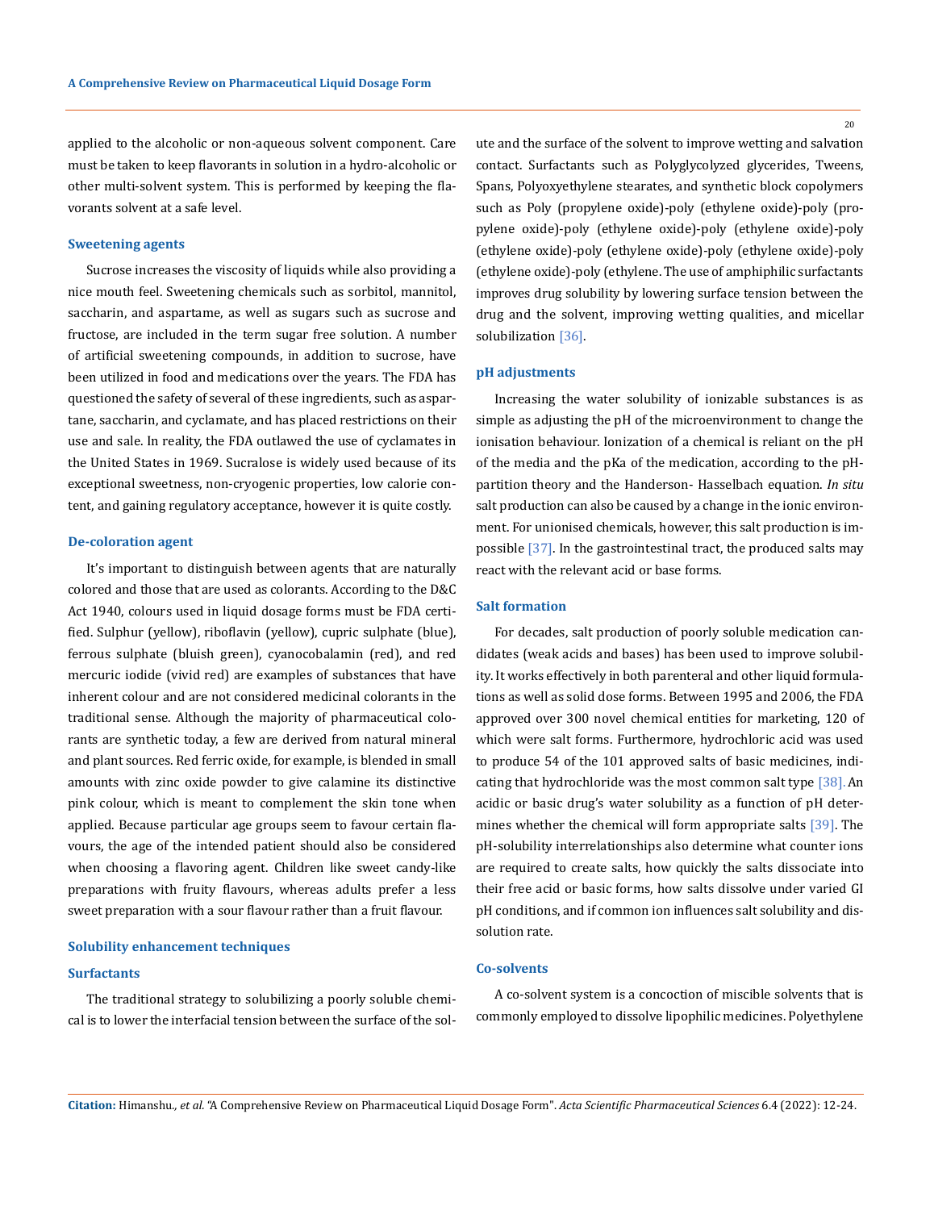applied to the alcoholic or non-aqueous solvent component. Care must be taken to keep flavorants in solution in a hydro-alcoholic or other multi-solvent system. This is performed by keeping the flavorants solvent at a safe level.

### Sweetening agents

Sucrose increases the viscosity of liquids while also providing a nice mouth feel. Sweetening chemicals such as sorbitol, mannitol, saccharin, and aspartame, as well as sugars such as sucrose and fructose, are included in the term sugar free solution. A number of artificial sweetening compounds, in addition to sucrose, have been utilized in food and medications over the years. The FDA has questioned the safety of several of these ingredients, such as aspartane, saccharin, and cyclamate, and has placed restrictions on their use and sale. In reality, the FDA outlawed the use of cyclamates in the United States in 1969. Sucralose is widely used because of its exceptional sweetness, non-cryogenic properties, low calorie content, and gaining regulatory acceptance, however it is quite costly.

### De-coloration agent

It's important to distinguish between agents that are naturally colored and those that are used as colorants. According to the D&C Act 1940, colours used in liquid dosage forms must be FDA certified. Sulphur (yellow), riboflavin (yellow), cupric sulphate (blue), ferrous sulphate (bluish green), cyanocobalamin (red), and red mercuric iodide (vivid red) are examples of substances that have inherent colour and are not considered medicinal colorants in the traditional sense. Although the majority of pharmaceutical colorants are synthetic today, a few are derived from natural mineral and plant sources. Red ferric oxide, for example, is blended in small amounts with zinc oxide powder to give calamine its distinctive pink colour, which is meant to complement the skin tone when applied. Because particular age groups seem to favour certain flavours, the age of the intended patient should also be considered when choosing a flavoring agent. Children like sweet candy-like preparations with fruity flavours, whereas adults prefer a less sweet preparation with a sour flavour rather than a fruit flavour.

### Solubility enhancement techniques

### Surfactants

The traditional strategy to solubilizing a poorly soluble chemical is to lower the interfacial tension between the surface of the solute and the surface of the solvent to improve wetting and salvation contact. Surfactants such as Polyglycolyzed glycerides, Tweens, Spans, Polyoxyethylene stearates, and synthetic block copolymers such as Poly (propylene oxide)-poly (ethylene oxide)-poly (propylene oxide)-poly (ethylene oxide)-poly (ethylene oxide)-poly (ethylene oxide)-poly (ethylene oxide)-poly (ethylene oxide)-poly (ethylene oxide)-poly (ethylene. The use of amphiphilic surfactants improves drug solubility by lowering surface tension between the drug and the solvent, improving wetting qualities, and micellar solubilization [36].

### pH adjustments

Increasing the water solubility of ionizable substances is as simple as adjusting the pH of the microenvironment to change the ionisation behaviour. Ionization of a chemical is reliant on the pH of the media and the pKa of the medication, according to the pH-partition theory and the Handerson- Hasselbach equation. *In situ* salt production can also be caused by a change in the ionic environment. For unionised chemicals, however, this salt production is impossible [37]. In the gastrointestinal tract, the produced salts may react with the relevant acid or base forms.

### Salt formation

For decades, salt production of poorly soluble medication candidates (weak acids and bases) has been used to improve solubility. It works effectively in both parenteral and other liquid formulations as well as solid dose forms. Between 1995 and 2006, the FDA approved over 300 novel chemical entities for marketing, 120 of which were salt forms. Furthermore, hydrochloric acid was used to produce 54 of the 101 approved salts of basic medicines, indicating that hydrochloride was the most common salt type [38]. An acidic or basic drug's water solubility as a function of pH determines whether the chemical will form appropriate salts [39]. The pH-solubility interrelationships also determine what counter ions are required to create salts, how quickly the salts dissociate into their free acid or basic forms, how salts dissolve under varied GI pH conditions, and if common ion influences salt solubility and dissolution rate.

### Co-solvents

A co-solvent system is a concoction of miscible solvents that is commonly employed to dissolve lipophilic medicines. Polyethylene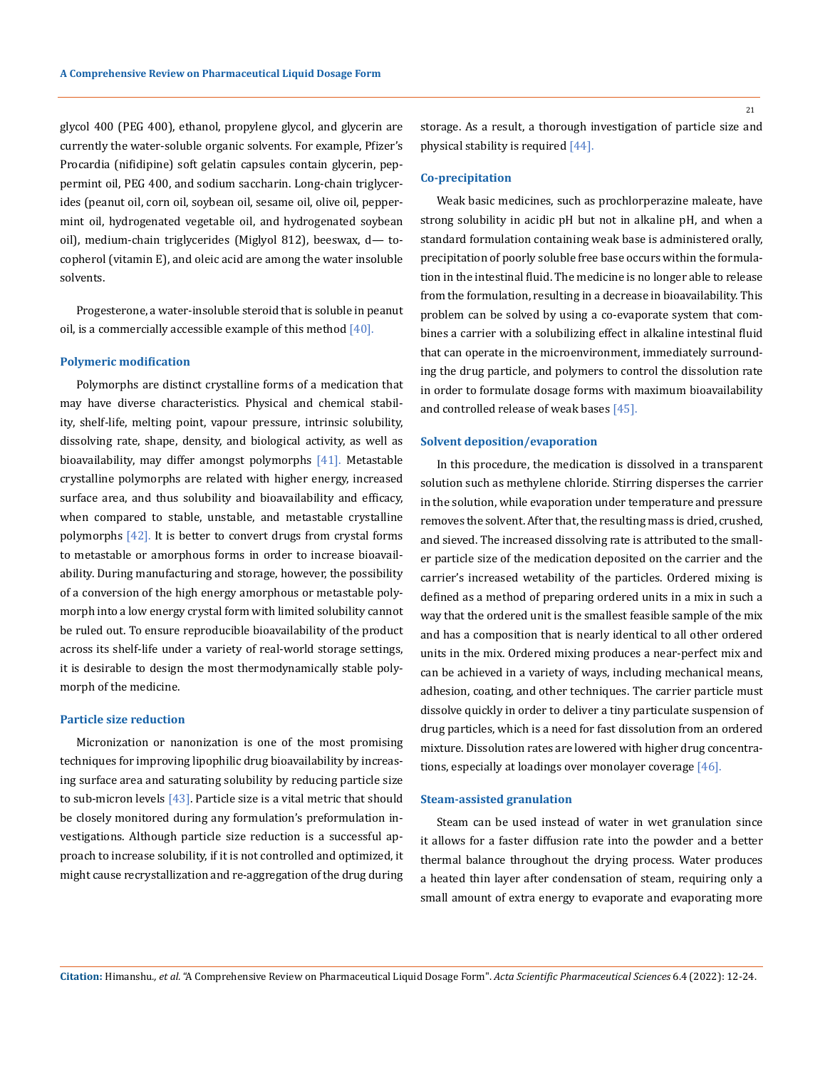glycol 400 (PEG 400), ethanol, propylene glycol, and glycerin are currently the water-soluble organic solvents. For example, Pfizer's Procardia (nifidipine) soft gelatin capsules contain glycerin, peppermint oil, PEG 400, and sodium saccharin. Long-chain triglycerides (peanut oil, corn oil, soybean oil, sesame oil, olive oil, peppermint oil, hydrogenated vegetable oil, and hydrogenated soybean oil), medium-chain triglycerides (Miglyol 812), beeswax, d— tocopherol (vitamin E), and oleic acid are among the water insoluble solvents.

Progesterone, a water-insoluble steroid that is soluble in peanut oil, is a commercially accessible example of this method [40].

### Polymeric modification

Polymorphs are distinct crystalline forms of a medication that may have diverse characteristics. Physical and chemical stability, shelf-life, melting point, vapour pressure, intrinsic solubility, dissolving rate, shape, density, and biological activity, as well as bioavailability, may differ amongst polymorphs [41]. Metastable crystalline polymorphs are related with higher energy, increased surface area, and thus solubility and bioavailability and efficacy, when compared to stable, unstable, and metastable crystalline polymorphs [42]. It is better to convert drugs from crystal forms to metastable or amorphous forms in order to increase bioavailability. During manufacturing and storage, however, the possibility of a conversion of the high energy amorphous or metastable polymorph into a low energy crystal form with limited solubility cannot be ruled out. To ensure reproducible bioavailability of the product across its shelf-life under a variety of real-world storage settings, it is desirable to design the most thermodynamically stable polymorph of the medicine.

### Particle size reduction

Micronization or nanonization is one of the most promising techniques for improving lipophilic drug bioavailability by increasing surface area and saturating solubility by reducing particle size to sub-micron levels [43]. Particle size is a vital metric that should be closely monitored during any formulation's preformulation investigations. Although particle size reduction is a successful approach to increase solubility, if it is not controlled and optimized, it might cause recrystallization and re-aggregation of the drug during storage. As a result, a thorough investigation of particle size and physical stability is required [44].

### Co-precipitation

Weak basic medicines, such as prochlorperazine maleate, have strong solubility in acidic pH but not in alkaline pH, and when a standard formulation containing weak base is administered orally, precipitation of poorly soluble free base occurs within the formulation in the intestinal fluid. The medicine is no longer able to release from the formulation, resulting in a decrease in bioavailability. This problem can be solved by using a co-evaporate system that combines a carrier with a solubilizing effect in alkaline intestinal fluid that can operate in the microenvironment, immediately surrounding the drug particle, and polymers to control the dissolution rate in order to formulate dosage forms with maximum bioavailability and controlled release of weak bases [45].

### Solvent deposition/evaporation

In this procedure, the medication is dissolved in a transparent solution such as methylene chloride. Stirring disperses the carrier in the solution, while evaporation under temperature and pressure removes the solvent. After that, the resulting mass is dried, crushed, and sieved. The increased dissolving rate is attributed to the smaller particle size of the medication deposited on the carrier and the carrier's increased wetability of the particles. Ordered mixing is defined as a method of preparing ordered units in a mix in such a way that the ordered unit is the smallest feasible sample of the mix and has a composition that is nearly identical to all other ordered units in the mix. Ordered mixing produces a near-perfect mix and can be achieved in a variety of ways, including mechanical means, adhesion, coating, and other techniques. The carrier particle must dissolve quickly in order to deliver a tiny particulate suspension of drug particles, which is a need for fast dissolution from an ordered mixture. Dissolution rates are lowered with higher drug concentrations, especially at loadings over monolayer coverage [46].

### Steam-assisted granulation

Steam can be used instead of water in wet granulation since it allows for a faster diffusion rate into the powder and a better thermal balance throughout the drying process. Water produces a heated thin layer after condensation of steam, requiring only a small amount of extra energy to evaporate and evaporating more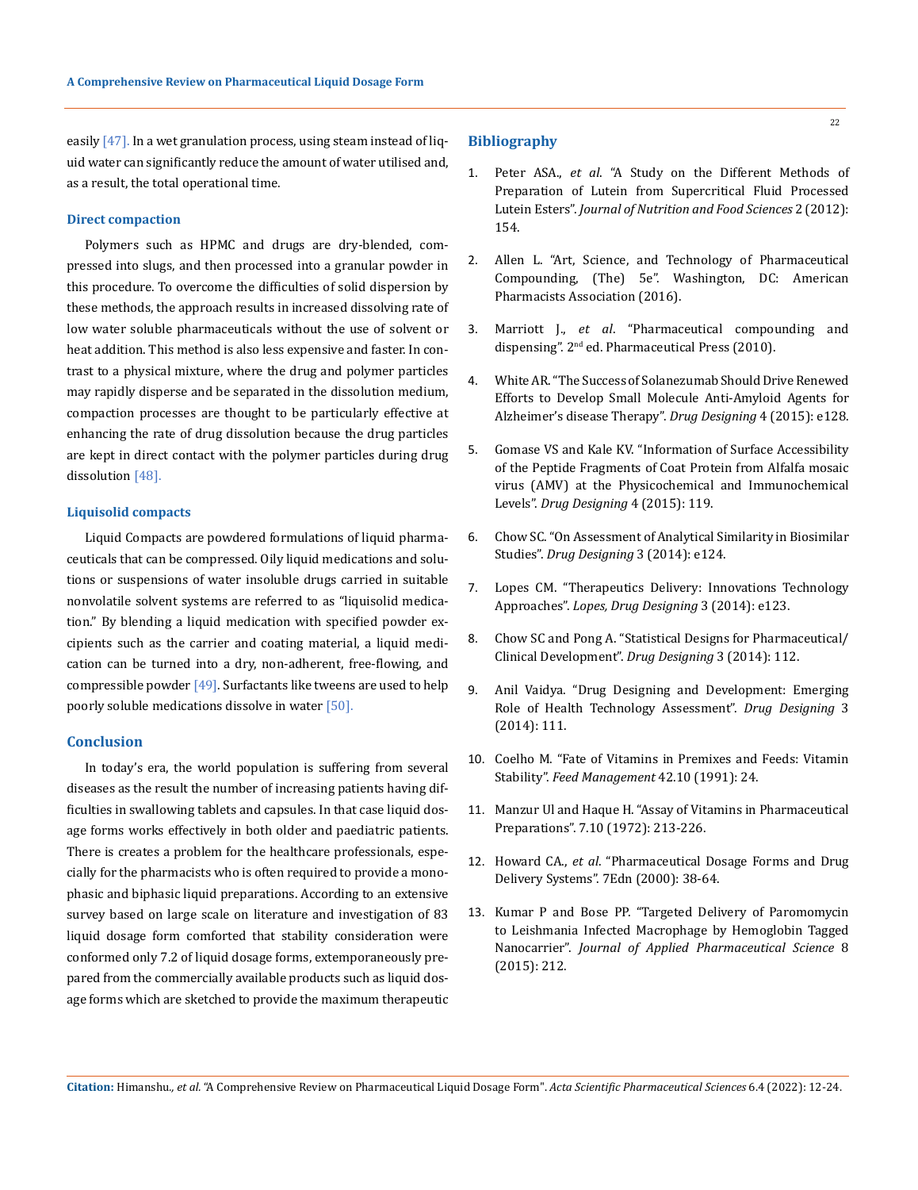easily [47]. In a wet granulation process, using steam instead of liquid water can significantly reduce the amount of water utilised and, as a result, the total operational time.

### Direct compaction

Polymers such as HPMC and drugs are dry-blended, compressed into slugs, and then processed into a granular powder in this procedure. To overcome the difficulties of solid dispersion by these methods, the approach results in increased dissolving rate of low water soluble pharmaceuticals without the use of solvent or heat addition. This method is also less expensive and faster. In contrast to a physical mixture, where the drug and polymer particles may rapidly disperse and be separated in the dissolution medium, compaction processes are thought to be particularly effective at enhancing the rate of drug dissolution because the drug particles are kept in direct contact with the polymer particles during drug dissolution [48].

### Liquisolid compacts

Liquid Compacts are powdered formulations of liquid pharmaceuticals that can be compressed. Oily liquid medications and solutions or suspensions of water insoluble drugs carried in suitable nonvolatile solvent systems are referred to as "liquisolid medication." By blending a liquid medication with specified powder excipients such as the carrier and coating material, a liquid medication can be turned into a dry, non-adherent, free-flowing, and compressible powder [49]. Surfactants like tweens are used to help poorly soluble medications dissolve in water [50].

## Conclusion

In today's era, the world population is suffering from several diseases as the result the number of increasing patients having difficulties in swallowing tablets and capsules. In that case liquid dosage forms works effectively in both older and paediatric patients. There is creates a problem for the healthcare professionals, especially for the pharmacists who is often required to provide a monophasic and biphasic liquid preparations. According to an extensive survey based on large scale on literature and investigation of 83 liquid dosage form comforted that stability consideration were conformed only 7.2 of liquid dosage forms, extemporaneously prepared from the commercially available products such as liquid dosage forms which are sketched to provide the maximum therapeutic

## Bibliography

1. Peter ASA., *et al*. "A Study on the Different Methods of Preparation of Lutein from Supercritical Fluid Processed Lutein Esters". *Journal of Nutrition and Food Sciences* 2 (2012): 154.
2. Allen L. "Art, Science, and Technology of Pharmaceutical Compounding, (The) 5e". Washington, DC: American Pharmacists Association (2016).
3. Marriott J., *et al*. "Pharmaceutical compounding and dispensing". 2nd ed. Pharmaceutical Press (2010).
4. White AR. "The Success of Solanezumab Should Drive Renewed Efforts to Develop Small Molecule Anti-Amyloid Agents for Alzheimer's disease Therapy". *Drug Designing* 4 (2015): e128.
5. Gomase VS and Kale KV. "Information of Surface Accessibility of the Peptide Fragments of Coat Protein from Alfalfa mosaic virus (AMV) at the Physicochemical and Immunochemical Levels". *Drug Designing* 4 (2015): 119.
6. Chow SC. "On Assessment of Analytical Similarity in Biosimilar Studies". *Drug Designing* 3 (2014): e124.
7. Lopes CM. "Therapeutics Delivery: Innovations Technology Approaches". *Lopes, Drug Designing* 3 (2014): e123.
8. Chow SC and Pong A. "Statistical Designs for Pharmaceutical/Clinical Development". *Drug Designing* 3 (2014): 112.
9. Anil Vaidya. "Drug Designing and Development: Emerging Role of Health Technology Assessment". *Drug Designing* 3 (2014): 111.
10. Coelho M. "Fate of Vitamins in Premixes and Feeds: Vitamin Stability". *Feed Management* 42.10 (1991): 24.
11. Manzur Ul and Haque H. "Assay of Vitamins in Pharmaceutical Preparations". 7.10 (1972): 213-226.
12. Howard CA., *et al*. "Pharmaceutical Dosage Forms and Drug Delivery Systems". 7Edn (2000): 38-64.
13. Kumar P and Bose PP. "Targeted Delivery of Paromomycin to Leishmania Infected Macrophage by Hemoglobin Tagged Nanocarrier". *Journal of Applied Pharmaceutical Science* 8 (2015): 212.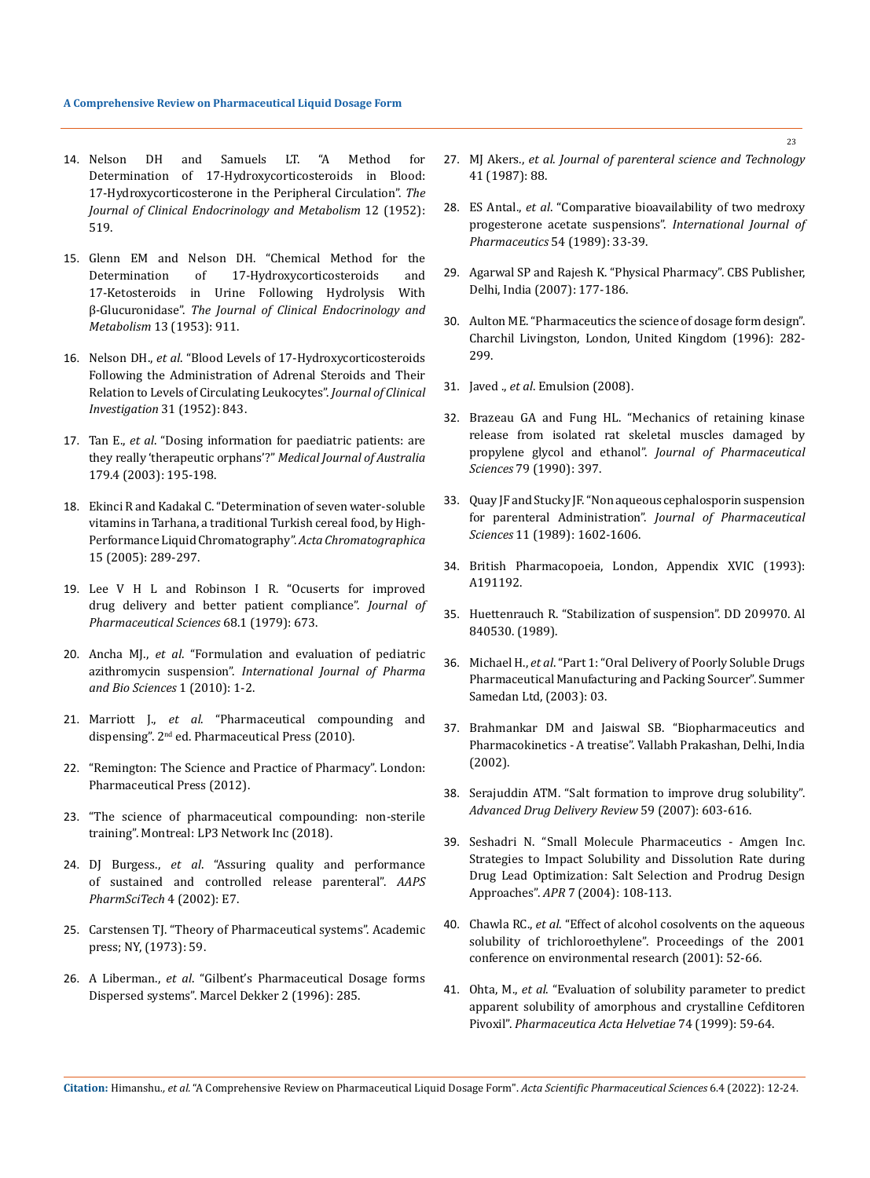14. Nelson DH and Samuels LT. "A Method for Determination of 17-Hydroxycorticosteroids in Blood: 17-Hydroxycorticosterone in the Peripheral Circulation". *The Journal of Clinical Endocrinology and Metabolism* 12 (1952): 519.

15. Glenn EM and Nelson DH. "Chemical Method for the Determination of 17-Hydroxycorticosteroids and 17-Ketosteroids in Urine Following Hydrolysis With β-Glucuronidase". *The Journal of Clinical Endocrinology and Metabolism* 13 (1953): 911.

16. Nelson DH., *et al*. "Blood Levels of 17-Hydroxycorticosteroids Following the Administration of Adrenal Steroids and Their Relation to Levels of Circulating Leukocytes". *Journal of Clinical Investigation* 31 (1952): 843.

17. Tan E., *et al*. "Dosing information for paediatric patients: are they really 'therapeutic orphans'?" *Medical Journal of Australia* 179.4 (2003): 195-198.

18. Ekinci R and Kadakal C. "Determination of seven water-soluble vitamins in Tarhana, a traditional Turkish cereal food, by High-Performance Liquid Chromatography". *Acta Chromatographica* 15 (2005): 289-297.

19. Lee V H L and Robinson I R. "Ocuserts for improved drug delivery and better patient compliance". *Journal of Pharmaceutical Sciences* 68.1 (1979): 673.

20. Ancha MJ., *et al*. "Formulation and evaluation of pediatric azithromycin suspension". *International Journal of Pharma and Bio Sciences* 1 (2010): 1-2.

21. Marriott J., *et al*. "Pharmaceutical compounding and dispensing". 2nd ed. Pharmaceutical Press (2010).

22. "Remington: The Science and Practice of Pharmacy". London: Pharmaceutical Press (2012).

23. "The science of pharmaceutical compounding: non-sterile training". Montreal: LP3 Network Inc (2018).

24. DJ Burgess., *et al*. "Assuring quality and performance of sustained and controlled release parenteral". *AAPS PharmSciTech* 4 (2002): E7.

25. Carstensen TJ. "Theory of Pharmaceutical systems". Academic press; NY, (1973): 59.

26. A Liberman., *et al*. "Gilbent's Pharmaceutical Dosage forms Dispersed systems". Marcel Dekker 2 (1996): 285.

27. MJ Akers., *et al. Journal of parenteral science and Technology* 41 (1987): 88.

28. ES Antal., *et al*. "Comparative bioavailability of two medroxy progesterone acetate suspensions". *International Journal of Pharmaceutics* 54 (1989): 33-39.

29. Agarwal SP and Rajesh K. "Physical Pharmacy". CBS Publisher, Delhi, India (2007): 177-186.

30. Aulton ME. "Pharmaceutics the science of dosage form design". Charchil Livingston, London, United Kingdom (1996): 282-299.

31. Javed ., *et al*. Emulsion (2008).

32. Brazeau GA and Fung HL. "Mechanics of retaining kinase release from isolated rat skeletal muscles damaged by propylene glycol and ethanol". *Journal of Pharmaceutical Sciences* 79 (1990): 397.

33. Quay JF and Stucky JF. "Non aqueous cephalosporin suspension for parenteral Administration". *Journal of Pharmaceutical Sciences* 11 (1989): 1602-1606.

34. British Pharmacopoeia, London, Appendix XVIC (1993): A191192.

35. Huettenrauch R. "Stabilization of suspension". DD 209970. Al 840530. (1989).

36. Michael H., *et al*. "Part 1: "Oral Delivery of Poorly Soluble Drugs Pharmaceutical Manufacturing and Packing Sourcer". Summer Samedan Ltd, (2003): 03.

37. Brahmankar DM and Jaiswal SB. "Biopharmaceutics and Pharmacokinetics - A treatise". Vallabh Prakashan, Delhi, India (2002).

38. Serajuddin ATM. "Salt formation to improve drug solubility". *Advanced Drug Delivery Review* 59 (2007): 603-616.

39. Seshadri N. "Small Molecule Pharmaceutics - Amgen Inc. Strategies to Impact Solubility and Dissolution Rate during Drug Lead Optimization: Salt Selection and Prodrug Design Approaches". *APR* 7 (2004): 108-113.

40. Chawla RC., *et al*. "Effect of alcohol cosolvents on the aqueous solubility of trichloroethylene". Proceedings of the 2001 conference on environmental research (2001): 52-66.

41. Ohta, M., *et al*. "Evaluation of solubility parameter to predict apparent solubility of amorphous and crystalline Cefditoren Pivoxil". *Pharmaceutica Acta Helvetiae* 74 (1999): 59-64.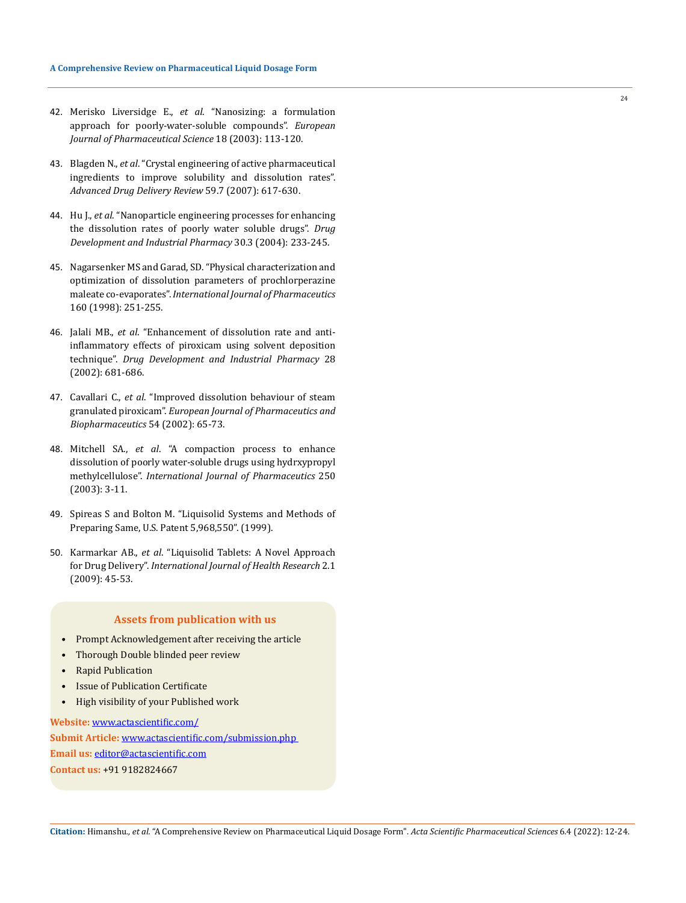42. Merisko Liversidge E., *et al.* "Nanosizing: a formulation approach for poorly-water-soluble compounds". *European Journal of Pharmaceutical Science* 18 (2003): 113-120.

43. Blagden N., *et al*. "Crystal engineering of active pharmaceutical ingredients to improve solubility and dissolution rates". *Advanced Drug Delivery Review* 59.7 (2007): 617-630.

44. Hu J., *et al*. "Nanoparticle engineering processes for enhancing the dissolution rates of poorly water soluble drugs". *Drug Development and Industrial Pharmacy* 30.3 (2004): 233-245.

45. Nagarsenker MS and Garad, SD. "Physical characterization and optimization of dissolution parameters of prochlorperazine maleate co-evaporates". *International Journal of Pharmaceutics* 160 (1998): 251-255.

46. Jalali MB., *et al*. "Enhancement of dissolution rate and anti-inflammatory effects of piroxicam using solvent deposition technique". *Drug Development and Industrial Pharmacy* 28 (2002): 681-686.

47. Cavallari C., *et al*. "Improved dissolution behaviour of steam granulated piroxicam". *European Journal of Pharmaceutics and Biopharmaceutics* 54 (2002): 65-73.

48. Mitchell SA., *et al*. "A compaction process to enhance dissolution of poorly water-soluble drugs using hydrxypropyl methylcellulose". *International Journal of Pharmaceutics* 250 (2003): 3-11.

49. Spireas S and Bolton M. "Liquisolid Systems and Methods of Preparing Same, U.S. Patent 5,968,550". (1999).

50. Karmarkar AB., *et al*. "Liquisolid Tablets: A Novel Approach for Drug Delivery". *International Journal of Health Research* 2.1 (2009): 45-53.

**Assets from publication with us**

- Prompt Acknowledgement after receiving the article
- Thorough Double blinded peer review
- Rapid Publication
- Issue of Publication Certificate
- High visibility of your Published work

**Website:** www.actascientific.com/
**Submit Article:** www.actascientific.com/submission.php
**Email us:** editor@actascientific.com
**Contact us:** +91 9182824667